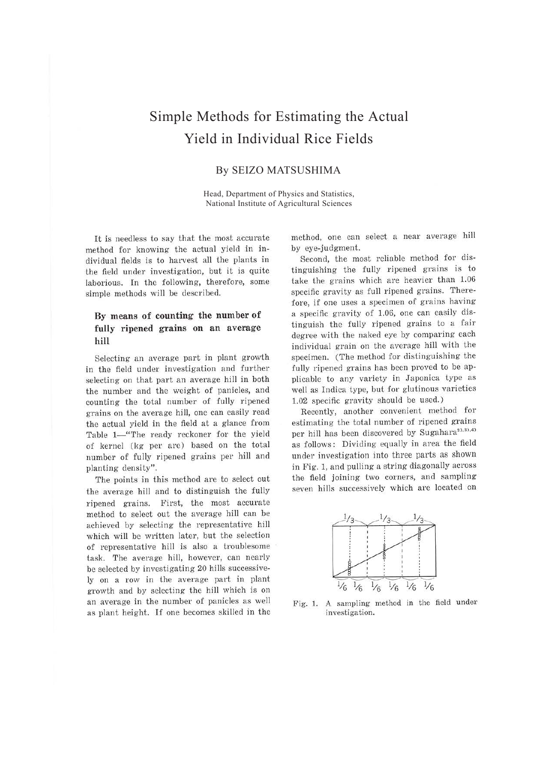# Simple Methods for Estimating the Actual Yield in Individual Rice Fields

By SEIZO MATSUSHIMA

Head, Department of Physics and Statistics, National Institute of Agricultural Sciences

It is needless to say that the most accurate method for knowing the actual yield in individual fields is to harvest all the plants in the field under investigation, but it is quite laborious. In the following, therefore, some simple methods will be described.

## By means of counting the number of fully ripened grains on an average hill

Selecting an average part in plant growth in the field under investigation and further selecting on that part an average hill in both the number and the weight of panicles, and counting the total number of fully ripened grains on the average hill, one can easily read the actual yield in the field at a glance from Table 1—"The ready reckoner for the yield of kernel (kg per are) based on the total number of fully ripened grains per hill and planting density".

The points in this method are to select out the average hill and to distinguish the fully ripened grains. First, the most accurate method to select out the average hill can be achieved by selecting the representative hill which will be written later, but the selection of representative hill is also a troublesome task. The average hill, however, can nearly be selected by investigating 20 hills successively on a row in the average part in plant growth and by selecting the hill which is on an average in the number of panicles as well as plant height. If one becomes skilled in the method, one can select a near average hill by eye-judgment.

Second, the most reliable method for distinguishing the fully ripened grains is to take the grains which are heavier than 1.06 specific gravity as full ripened grains. Therefore, if one uses a specimen of grains having a specific gravity of 1.06, one can easily distinguish the fully ripened grains to a fair degree with the naked eye by comparing each individual grain on the average hill with the specimen. (The method for distinguishing the fully ripened grains has been proved to be applicable to any variety in Japonica type as well as Indica type, but for glutinous varieties 1.02 specific gravity should be used.)

Recently, another convenient method for estimating the total number of ripened grains per hill has been discovered by Sugahara[2),3),4)] as follows: Dividing equally in area the field under investigation into three parts as shown in Fig. 1, and pulling a string diagonally across the field joining two corners, and sampling seven hills successively which are located on

Fig. 1. A sampling method in the field under investigation.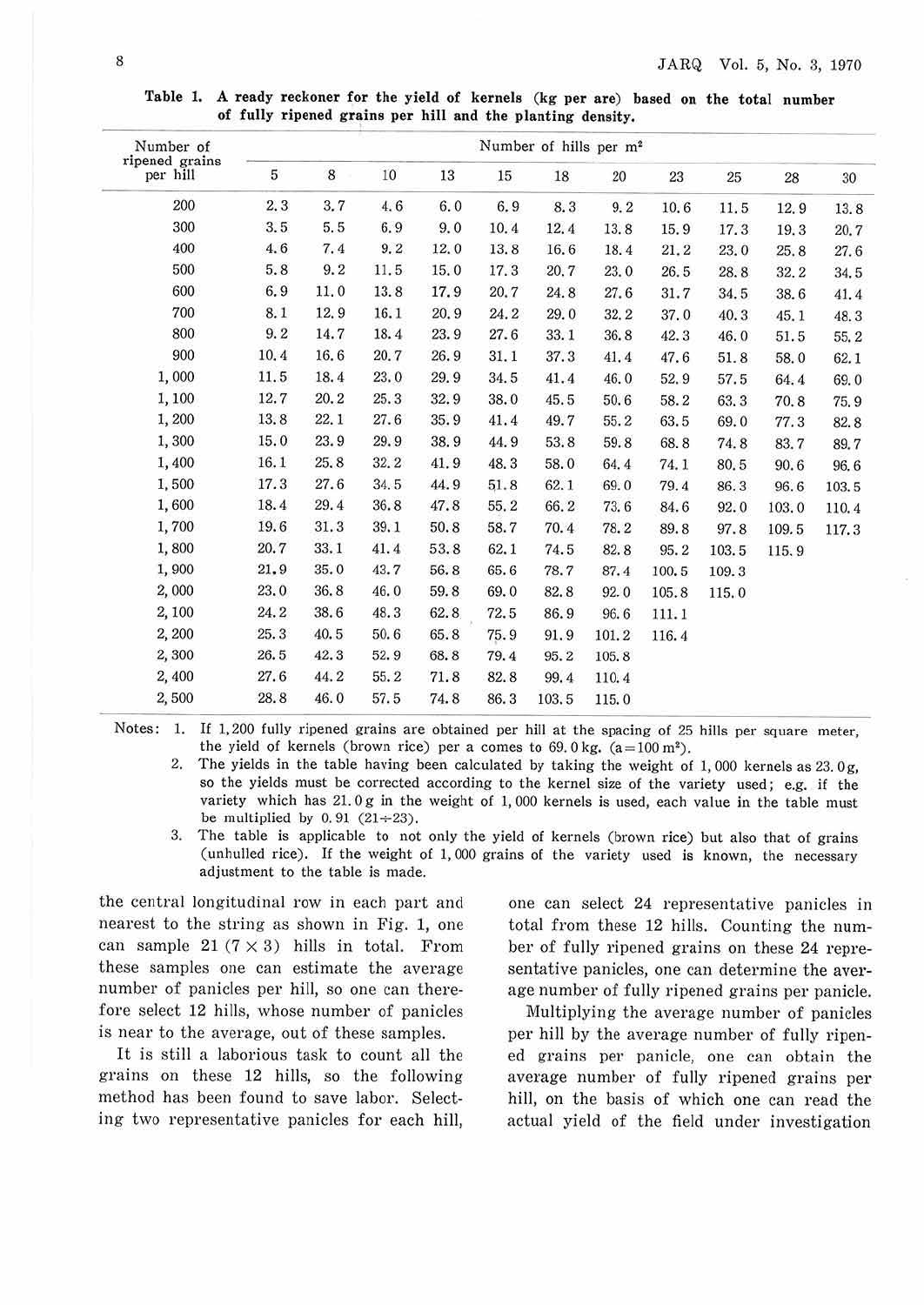**Table 1. A ready reckoner for the yield of kernels (kg per are) based on the total number of fully ripened grains per hill and the planting density.**

| Number of ripened grains per hill | Number of hills per m² | | | | | | | | | | |
|---|---|---|---|---|---|---|---|---|---|---|---|
| | 5 | 8 | 10 | 13 | 15 | 18 | 20 | 23 | 25 | 28 | 30 |
| 200 | 2.3 | 3.7 | 4.6 | 6.0 | 6.9 | 8.3 | 9.2 | 10.6 | 11.5 | 12.9 | 13.8 |
| 300 | 3.5 | 5.5 | 6.9 | 9.0 | 10.4 | 12.4 | 13.8 | 15.9 | 17.3 | 19.3 | 20.7 |
| 400 | 4.6 | 7.4 | 9.2 | 12.0 | 13.8 | 16.6 | 18.4 | 21.2 | 23.0 | 25.8 | 27.6 |
| 500 | 5.8 | 9.2 | 11.5 | 15.0 | 17.3 | 20.7 | 23.0 | 26.5 | 28.8 | 32.2 | 34.5 |
| 600 | 6.9 | 11.0 | 13.8 | 17.9 | 20.7 | 24.8 | 27.6 | 31.7 | 34.5 | 38.6 | 41.4 |
| 700 | 8.1 | 12.9 | 16.1 | 20.9 | 24.2 | 29.0 | 32.2 | 37.0 | 40.3 | 45.1 | 48.3 |
| 800 | 9.2 | 14.7 | 18.4 | 23.9 | 27.6 | 33.1 | 36.8 | 42.3 | 46.0 | 51.5 | 55.2 |
| 900 | 10.4 | 16.6 | 20.7 | 26.9 | 31.1 | 37.3 | 41.4 | 47.6 | 51.8 | 58.0 | 62.1 |
| 1,000 | 11.5 | 18.4 | 23.0 | 29.9 | 34.5 | 41.4 | 46.0 | 52.9 | 57.5 | 64.4 | 69.0 |
| 1,100 | 12.7 | 20.2 | 25.3 | 32.9 | 38.0 | 45.5 | 50.6 | 58.2 | 63.3 | 70.8 | 75.9 |
| 1,200 | 13.8 | 22.1 | 27.6 | 35.9 | 41.4 | 49.7 | 55.2 | 63.5 | 69.0 | 77.3 | 82.8 |
| 1,300 | 15.0 | 23.9 | 29.9 | 38.9 | 44.9 | 53.8 | 59.8 | 68.8 | 74.8 | 83.7 | 89.7 |
| 1,400 | 16.1 | 25.8 | 32.2 | 41.9 | 48.3 | 58.0 | 64.4 | 74.1 | 80.5 | 90.6 | 96.6 |
| 1,500 | 17.3 | 27.6 | 34.5 | 44.9 | 51.8 | 62.1 | 69.0 | 79.4 | 86.3 | 96.6 | 103.5 |
| 1,600 | 18.4 | 29.4 | 36.8 | 47.8 | 55.2 | 66.2 | 73.6 | 84.6 | 92.0 | 103.0 | 110.4 |
| 1,700 | 19.6 | 31.3 | 39.1 | 50.8 | 58.7 | 70.4 | 78.2 | 89.8 | 97.8 | 109.5 | 117.3 |
| 1,800 | 20.7 | 33.1 | 41.4 | 53.8 | 62.1 | 74.5 | 82.8 | 95.2 | 103.5 | 115.9 | |
| 1,900 | 21.9 | 35.0 | 43.7 | 56.8 | 65.6 | 78.7 | 87.4 | 100.5 | 109.3 | | |
| 2,000 | 23.0 | 36.8 | 46.0 | 59.8 | 69.0 | 82.8 | 92.0 | 105.8 | 115.0 | | |
| 2,100 | 24.2 | 38.6 | 48.3 | 62.8 | 72.5 | 86.9 | 96.6 | 111.1 | | | |
| 2,200 | 25.3 | 40.5 | 50.6 | 65.8 | 75.9 | 91.9 | 101.2 | 116.4 | | | |
| 2,300 | 26.5 | 42.3 | 52.9 | 68.8 | 79.4 | 95.2 | 105.8 | | | | |
| 2,400 | 27.6 | 44.2 | 55.2 | 71.8 | 82.8 | 99.4 | 110.4 | | | | |
| 2,500 | 28.8 | 46.0 | 57.5 | 74.8 | 86.3 | 103.5 | 115.0 | | | | |

Notes: 1. If 1,200 fully ripened grains are obtained per hill at the spacing of 25 hills per square meter, the yield of kernels (brown rice) per a comes to 69.0 kg. (a = 100 m²).

2. The yields in the table having been calculated by taking the weight of 1,000 kernels as 23.0 g, so the yields must be corrected according to the kernel size of the variety used; e.g. if the variety which has 21.0 g in the weight of 1,000 kernels is used, each value in the table must be multiplied by 0.91 (21÷23).

3. The table is applicable to not only the yield of kernels (brown rice) but also that of grains (unhulled rice). If the weight of 1,000 grains of the variety used is known, the necessary adjustment to the table is made.

the central longitudinal row in each part and nearest to the string as shown in Fig. 1, one can sample 21 (7 × 3) hills in total. From these samples one can estimate the average number of panicles per hill, so one can therefore select 12 hills, whose number of panicles is near to the average, out of these samples.

It is still a laborious task to count all the grains on these 12 hills, so the following method has been found to save labor. Selecting two representative panicles for each hill, one can select 24 representative panicles in total from these 12 hills. Counting the number of fully ripened grains on these 24 representative panicles, one can determine the average number of fully ripened grains per panicle.

Multiplying the average number of panicles per hill by the average number of fully ripened grains per panicle, one can obtain the average number of fully ripened grains per hill, on the basis of which one can read the actual yield of the field under investigation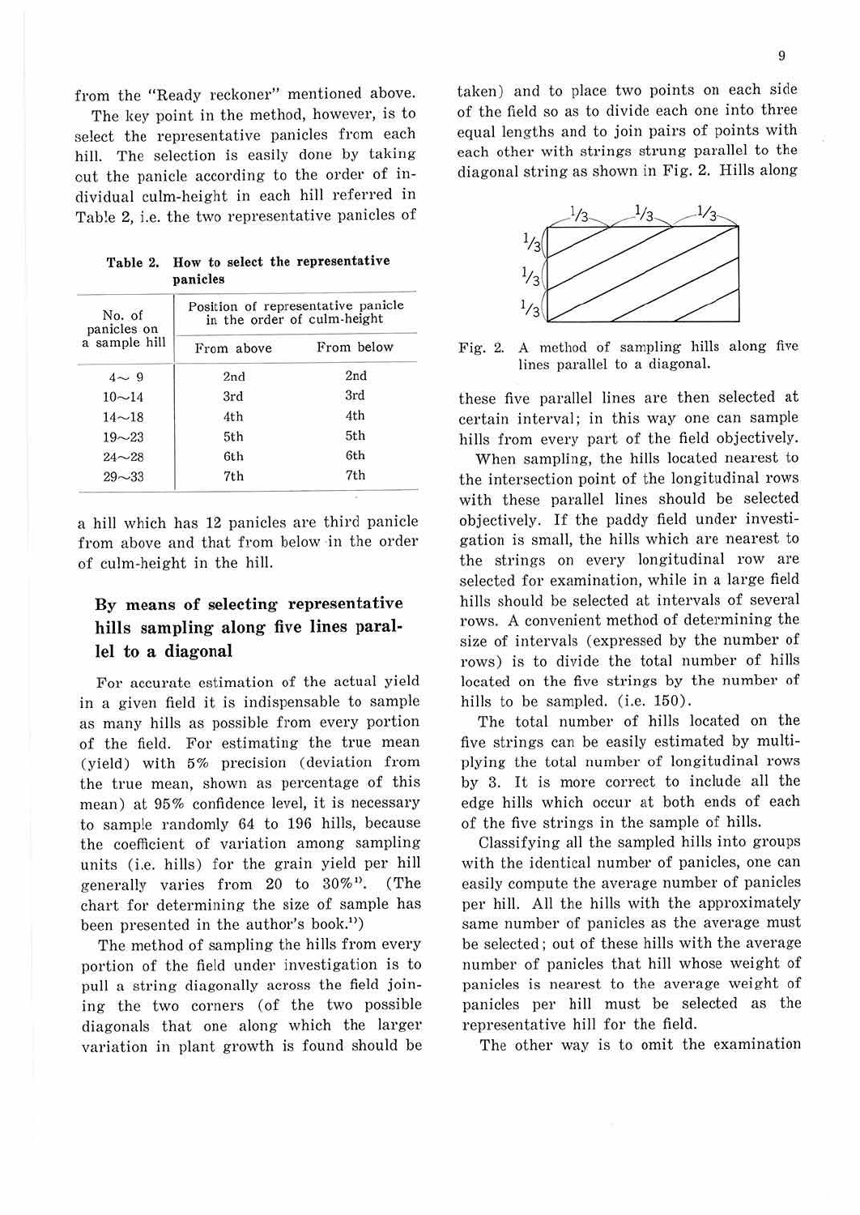from the "Ready reckoner" mentioned above.

The key point in the method, however, is to select the representative panicles from each hill. The selection is easily done by taking out the panicle according to the order of individual culm-height in each hill referred in Table 2, i.e. the two representative panicles of a hill which has 12 panicles are third panicle from above and that from below in the order of culm-height in the hill.

**Table 2. How to select the representative panicles**

| No. of panicles on a sample hill | Position of representative panicle in the order of culm-height | |
|---|---|---|
| | From above | From below |
| 4～9 | 2nd | 2nd |
| 10～14 | 3rd | 3rd |
| 14～18 | 4th | 4th |
| 19～23 | 5th | 5th |
| 24～28 | 6th | 6th |
| 29～33 | 7th | 7th |

## By means of selecting representative hills sampling along five lines parallel to a diagonal

For accurate estimation of the actual yield in a given field it is indispensable to sample as many hills as possible from every portion of the field. For estimating the true mean (yield) with 5% precision (deviation from the true mean, shown as percentage of this mean) at 95% confidence level, it is necessary to sample randomly 64 to 196 hills, because the coefficient of variation among sampling units (i.e. hills) for the grain yield per hill generally varies from 20 to 30%[1]. (The chart for determining the size of sample has been presented in the author's book.[1])

The method of sampling the hills from every portion of the field under investigation is to pull a string diagonally across the field joining the two corners (of the two possible diagonals that one along which the larger variation in plant growth is found should be taken) and to place two points on each side of the field so as to divide each one into three equal lengths and to join pairs of points with each other with strings strung parallel to the diagonal string as shown in Fig. 2. Hills along these five parallel lines are then selected at certain interval; in this way one can sample hills from every part of the field objectively.

Fig. 2. A method of sampling hills along five lines parallel to a diagonal.

When sampling, the hills located nearest to the intersection point of the longitudinal rows with these parallel lines should be selected objectively. If the paddy field under investigation is small, the hills which are nearest to the strings on every longitudinal row are selected for examination, while in a large field hills should be selected at intervals of several rows. A convenient method of determining the size of intervals (expressed by the number of rows) is to divide the total number of hills located on the five strings by the number of hills to be sampled. (i.e. 150).

The total number of hills located on the five strings can be easily estimated by multiplying the total number of longitudinal rows by 3. It is more correct to include all the edge hills which occur at both ends of each of the five strings in the sample of hills.

Classifying all the sampled hills into groups with the identical number of panicles, one can easily compute the average number of panicles per hill. All the hills with the approximately same number of panicles as the average must be selected; out of these hills with the average number of panicles that hill whose weight of panicles is nearest to the average weight of panicles per hill must be selected as the representative hill for the field.

The other way is to omit the examination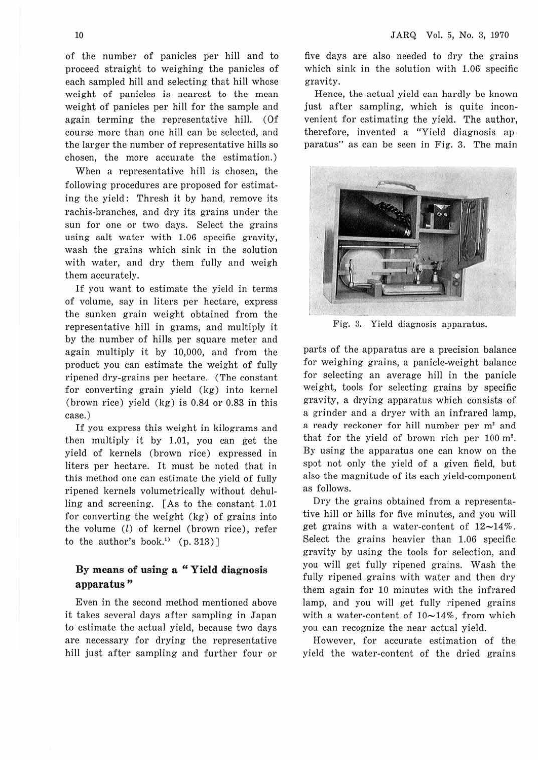of the number of panicles per hill and to proceed straight to weighing the panicles of each sampled hill and selecting that hill whose weight of panicles is nearest to the mean weight of panicles per hill for the sample and again terming the representative hill. (Of course more than one hill can be selected, and the larger the number of representative hills so chosen, the more accurate the estimation.)

When a representative hill is chosen, the following procedures are proposed for estimating the yield: Thresh it by hand, remove its rachis-branches, and dry its grains under the sun for one or two days. Select the grains using salt water with 1.06 specific gravity, wash the grains which sink in the solution with water, and dry them fully and weigh them accurately.

If you want to estimate the yield in terms of volume, say in liters per hectare, express the sunken grain weight obtained from the representative hill in grams, and multiply it by the number of hills per square meter and again multiply it by 10,000, and from the product you can estimate the weight of fully ripened dry-grains per hectare. (The constant for converting grain yield (kg) into kernel (brown rice) yield (kg) is 0.84 or 0.83 in this case.)

If you express this weight in kilograms and then multiply it by 1.01, you can get the yield of kernels (brown rice) expressed in liters per hectare. It must be noted that in this method one can estimate the yield of fully ripened kernels volumetrically without dehulling and screening. [As to the constant 1.01 for converting the weight (kg) of grains into the volume ($l$) of kernel (brown rice), refer to the author's book.[1] (p. 313)]

## By means of using a "Yield diagnosis apparatus"

Even in the second method mentioned above it takes several days after sampling in Japan to estimate the actual yield, because two days are necessary for drying the representative hill just after sampling and further four or five days are also needed to dry the grains which sink in the solution with 1.06 specific gravity.

Hence, the actual yield can hardly be known just after sampling, which is quite inconvenient for estimating the yield. The author, therefore, invented a "Yield diagnosis apparatus" as can be seen in Fig. 3. The main parts of the apparatus are a precision balance for weighing grains, a panicle-weight balance for selecting an average hill in the panicle weight, tools for selecting grains by specific gravity, a drying apparatus which consists of a grinder and a dryer with an infrared lamp, a ready reckoner for hill number per $m^2$ and that for the yield of brown rich per 100 $m^2$. By using the apparatus one can know on the spot not only the yield of a given field, but also the magnitude of its each yield-component as follows.

Fig. 3. Yield diagnosis apparatus.

Dry the grains obtained from a representative hill or hills for five minutes, and you will get grains with a water-content of 12~14%. Select the grains heavier than 1.06 specific gravity by using the tools for selection, and you will get fully ripened grains. Wash the fully ripened grains with water and then dry them again for 10 minutes with the infrared lamp, and you will get fully ripened grains with a water-content of 10~14%, from which you can recognize the near actual yield.

However, for accurate estimation of the yield the water-content of the dried grains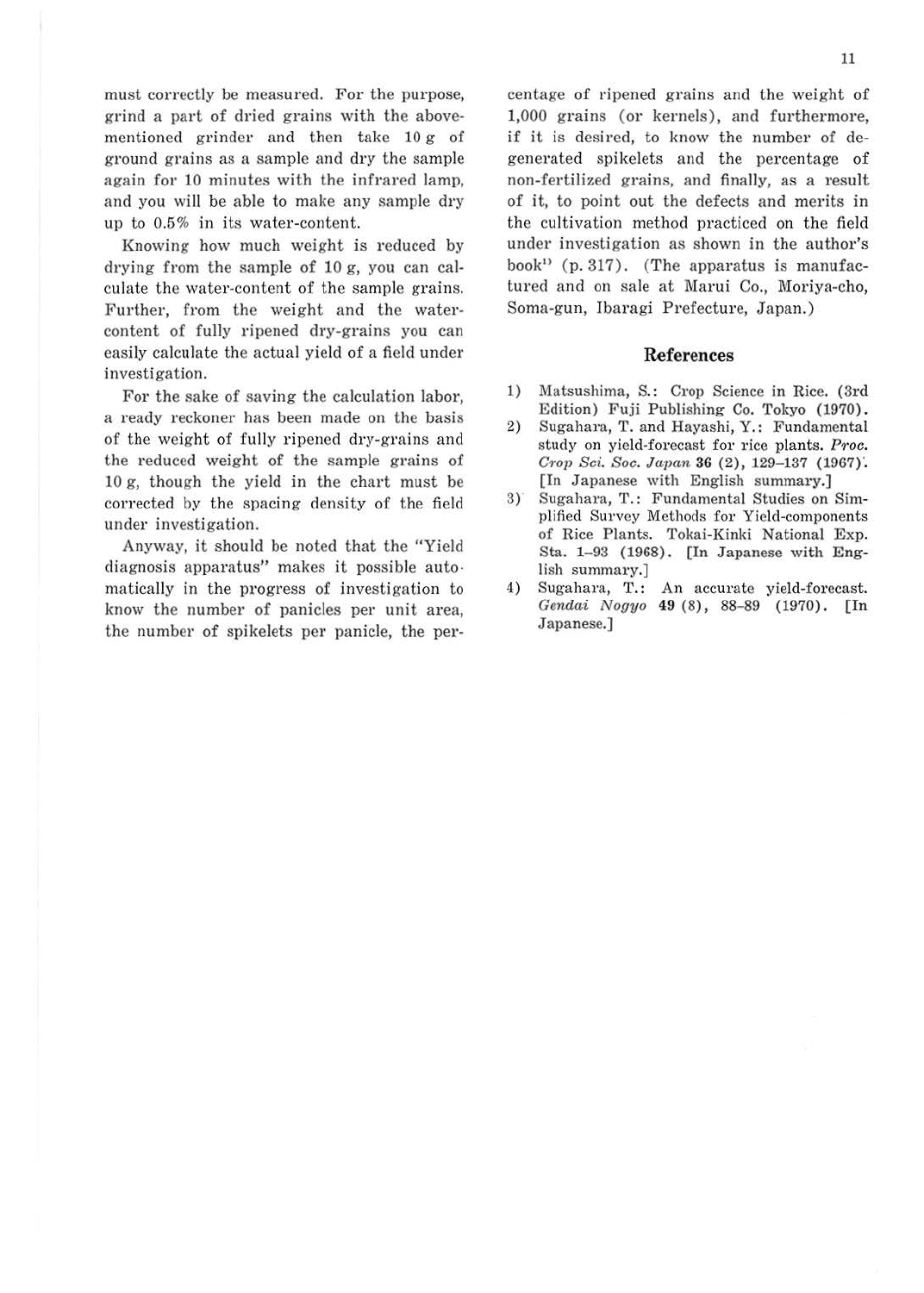must correctly be measured. For the purpose, grind a part of dried grains with the above-mentioned grinder and then take 10 g of ground grains as a sample and dry the sample again for 10 minutes with the infrared lamp, and you will be able to make any sample dry up to 0.5% in its water-content.

Knowing how much weight is reduced by drying from the sample of 10 g, you can calculate the water-content of the sample grains. Further, from the weight and the water-content of fully ripened dry-grains you can easily calculate the actual yield of a field under investigation.

For the sake of saving the calculation labor, a ready reckoner has been made on the basis of the weight of fully ripened dry-grains and the reduced weight of the sample grains of 10 g, though the yield in the chart must be corrected by the spacing density of the field under investigation.

Anyway, it should be noted that the "Yield diagnosis apparatus" makes it possible automatically in the progress of investigation to know the number of panicles per unit area, the number of spikelets per panicle, the percentage of ripened grains and the weight of 1,000 grains (or kernels), and furthermore, if it is desired, to know the number of degenerated spikelets and the percentage of non-fertilized grains, and finally, as a result of it, to point out the defects and merits in the cultivation method practiced on the field under investigation as shown in the author's book[1] (p. 317). (The apparatus is manufactured and on sale at Marui Co., Moriya-cho, Soma-gun, Ibaragi Prefecture, Japan.)

## References

1) Matsushima, S.: Crop Science in Rice. (3rd Edition) Fuji Publishing Co. Tokyo (1970).
2) Sugahara, T. and Hayashi, Y.: Fundamental study on yield-forecast for rice plants. *Proc. Crop Sci. Soc. Japan* **36** (2), 129–137 (1967). [In Japanese with English summary.]
3) Sugahara, T.: Fundamental Studies on Simplified Survey Methods for Yield-components of Rice Plants. Tokai-Kinki National Exp. Sta. 1–93 (1968). [In Japanese with English summary.]
4) Sugahara, T.: An accurate yield-forecast. *Gendai Nogyo* **49** (8), 88–89 (1970). [In Japanese.]